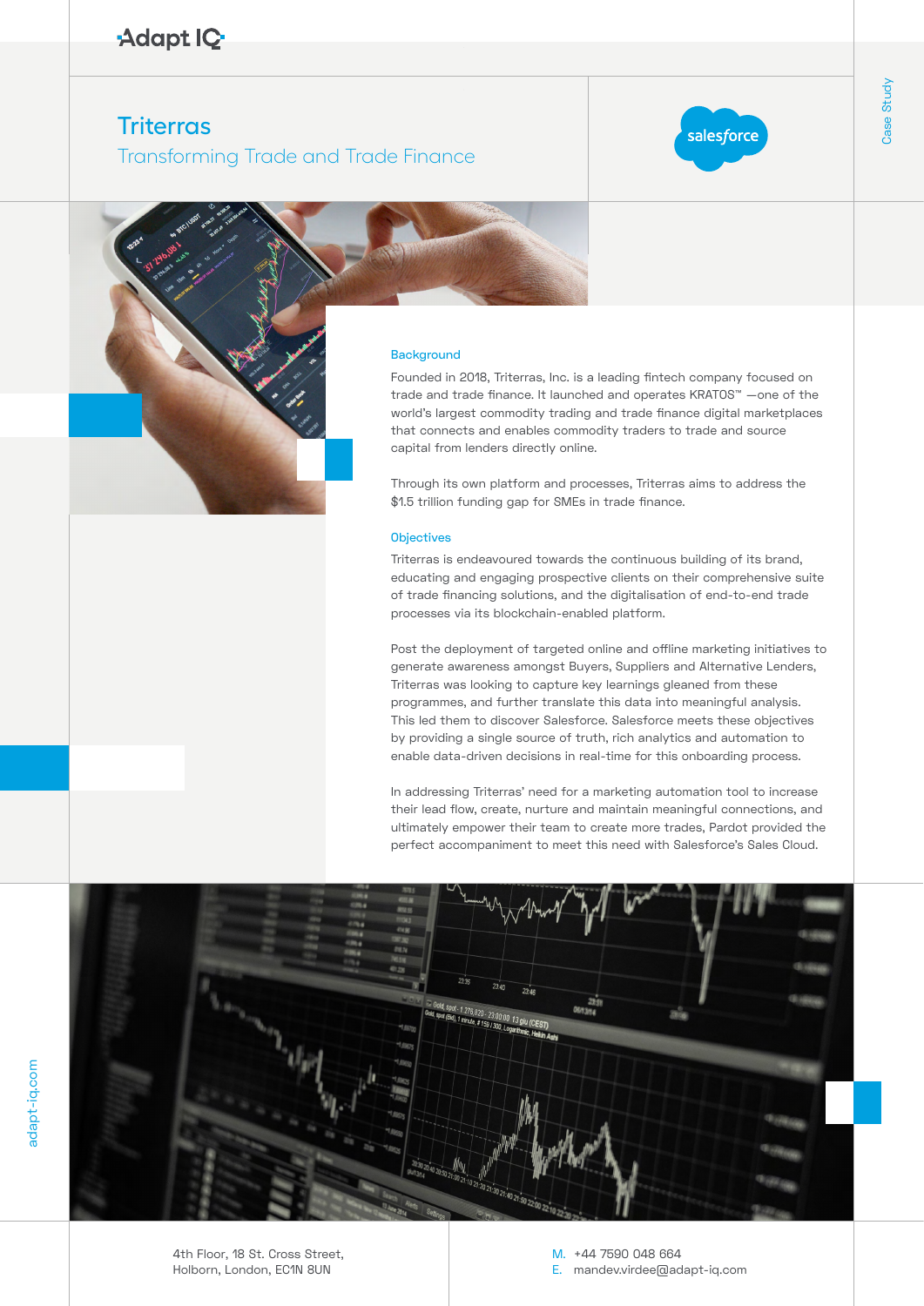Adapt IQ

# Triterras

## Transforming Trade and Trade Finance

salesforce

Case Study

### Background

Founded in 2018, Triterras, Inc. is a leading fintech company focused on trade and trade finance. It launched and operates KRATOS™ —one of the world's largest commodity trading and trade finance digital marketplaces that connects and enables commodity traders to trade and source capital from lenders directly online.

Through its own platform and processes, Triterras aims to address the $1.5 trillion funding gap for SMEs in trade finance.

### Objectives

Triterras is endeavoured towards the continuous building of its brand, educating and engaging prospective clients on their comprehensive suite of trade financing solutions, and the digitalisation of end-to-end trade processes via its blockchain-enabled platform.

Post the deployment of targeted online and offline marketing initiatives to generate awareness amongst Buyers, Suppliers and Alternative Lenders, Triterras was looking to capture key learnings gleaned from these programmes, and further translate this data into meaningful analysis. This led them to discover Salesforce. Salesforce meets these objectives by providing a single source of truth, rich analytics and automation to enable data-driven decisions in real-time for this onboarding process.

In addressing Triterras' need for a marketing automation tool to increase their lead flow, create, nurture and maintain meaningful connections, and ultimately empower their team to create more trades, Pardot provided the perfect accompaniment to meet this need with Salesforce's Sales Cloud.

adapt-iq.com

4th Floor, 18 St. Cross Street,
Holborn, London, EC1N 8UN

M. +44 7590 048 664
E. mandev.virdee@adapt-iq.com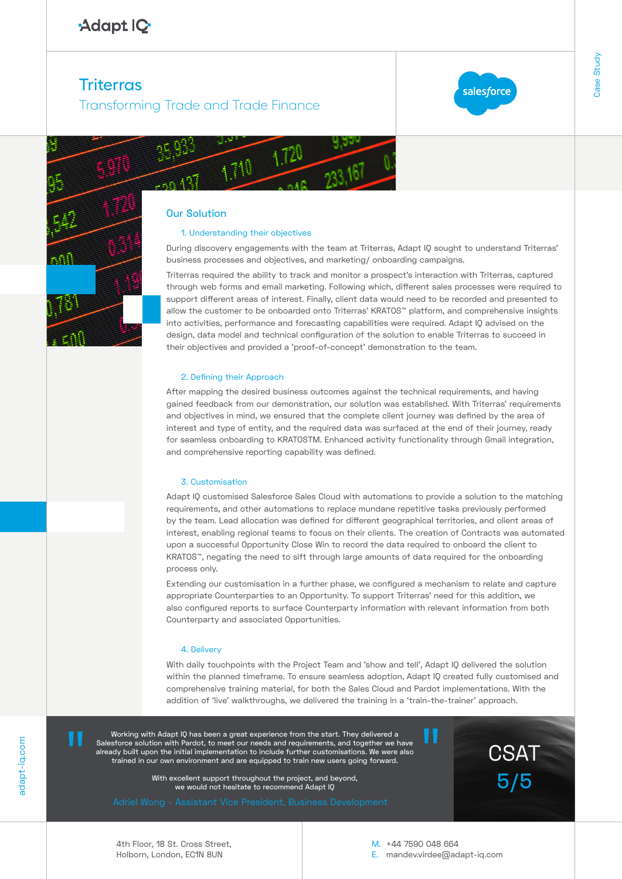# Triterras

## Transforming Trade and Trade Finance

## Our Solution

### 1. Understanding their objectives

During discovery engagements with the team at Triterras, Adapt IQ sought to understand Triterras' business processes and objectives, and marketing/ onboarding campaigns.

Triterras required the ability to track and monitor a prospect's interaction with Triterras, captured through web forms and email marketing. Following which, different sales processes were required to support different areas of interest. Finally, client data would need to be recorded and presented to allow the customer to be onboarded onto Triterras' KRATOS™ platform, and comprehensive insights into activities, performance and forecasting capabilities were required. Adapt IQ advised on the design, data model and technical configuration of the solution to enable Triterras to succeed in their objectives and provided a 'proof-of-concept' demonstration to the team.

### 2. Defining their Approach

After mapping the desired business outcomes against the technical requirements, and having gained feedback from our demonstration, our solution was established. With Triterras' requirements and objectives in mind, we ensured that the complete client journey was defined by the area of interest and type of entity, and the required data was surfaced at the end of their journey, ready for seamless onboarding to KRATOSTM. Enhanced activity functionality through Gmail integration, and comprehensive reporting capability was defined.

### 3. Customisation

Adapt IQ customised Salesforce Sales Cloud with automations to provide a solution to the matching requirements, and other automations to replace mundane repetitive tasks previously performed by the team. Lead allocation was defined for different geographical territories, and client areas of interest, enabling regional teams to focus on their clients. The creation of Contracts was automated upon a successful Opportunity Close Win to record the data required to onboard the client to KRATOS™, negating the need to sift through large amounts of data required for the onboarding process only.

Extending our customisation in a further phase, we configured a mechanism to relate and capture appropriate Counterparties to an Opportunity. To support Triterras' need for this addition, we also configured reports to surface Counterparty information with relevant information from both Counterparty and associated Opportunities.

### 4. Delivery

With daily touchpoints with the Project Team and 'show and tell', Adapt IQ delivered the solution within the planned timeframe. To ensure seamless adoption, Adapt IQ created fully customised and comprehensive training material, for both the Sales Cloud and Pardot implementations. With the addition of 'live' walkthroughs, we delivered the training in a 'train-the-trainer' approach.

> "Working with Adapt IQ has been a great experience from the start. They delivered a Salesforce solution with Pardot, to meet our needs and requirements, and together we have already built upon the initial implementation to include further customisations. We were also trained in our own environment and are equipped to train new users going forward.
>
> With excellent support throughout the project, and beyond, we would not hesitate to recommend Adapt IQ"
>
> Adriel Wong - Assistant Vice President, Business Development

**CSAT 5/5**

4th Floor, 18 St. Cross Street,
Holborn, London, EC1N 8UN

M. +44 7590 048 664
E. mandev.virdee@adapt-iq.com

adapt-iq.com